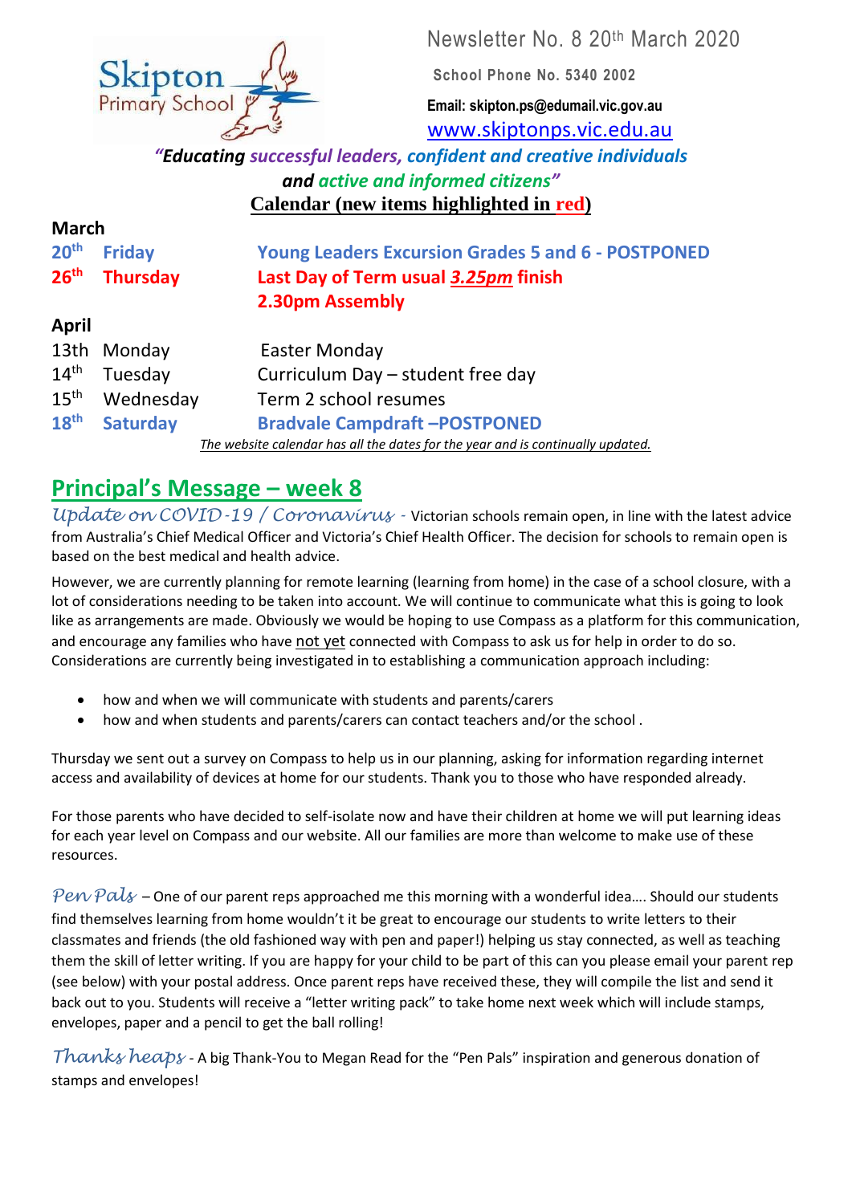Skipton Primary School

Newsletter No. 8 20th March 2020

**School Phone No. 5340 2002**

**Email: skipton.ps@edumail.vic.gov.au**

www.skiptonps.vic.edu.au

***"Educating successful leaders, confident and creative individuals and active and informed citizens"***

## Calendar (new items highlighted in red)

**March**

| | | |
|---|---|---|
| **20th** | **Friday** | **Young Leaders Excursion Grades 5 and 6 - POSTPONED** |
| **26th** | **Thursday** | **Last Day of Term usual *3.25pm* finish** <br> **2.30pm Assembly** |

**April**

| | | |
|---|---|---|
| 13th | Monday | Easter Monday |
| 14th | Tuesday | Curriculum Day – student free day |
| 15th | Wednesday | Term 2 school resumes |
| **18th** | **Saturday** | **Bradvale Campdraft –POSTPONED** |

*The website calendar has all the dates for the year and is continually updated.*

## Principal's Message – week 8

*Update on COVID-19 / Coronavirus* - Victorian schools remain open, in line with the latest advice from Australia's Chief Medical Officer and Victoria's Chief Health Officer. The decision for schools to remain open is based on the best medical and health advice.

However, we are currently planning for remote learning (learning from home) in the case of a school closure, with a lot of considerations needing to be taken into account. We will continue to communicate what this is going to look like as arrangements are made. Obviously we would be hoping to use Compass as a platform for this communication, and encourage any families who have not yet connected with Compass to ask us for help in order to do so. Considerations are currently being investigated in to establishing a communication approach including:

- how and when we will communicate with students and parents/carers
- how and when students and parents/carers can contact teachers and/or the school .

Thursday we sent out a survey on Compass to help us in our planning, asking for information regarding internet access and availability of devices at home for our students. Thank you to those who have responded already.

For those parents who have decided to self-isolate now and have their children at home we will put learning ideas for each year level on Compass and our website. All our families are more than welcome to make use of these resources.

*Pen Pals* – One of our parent reps approached me this morning with a wonderful idea…. Should our students find themselves learning from home wouldn't it be great to encourage our students to write letters to their classmates and friends (the old fashioned way with pen and paper!) helping us stay connected, as well as teaching them the skill of letter writing. If you are happy for your child to be part of this can you please email your parent rep (see below) with your postal address. Once parent reps have received these, they will compile the list and send it back out to you. Students will receive a "letter writing pack" to take home next week which will include stamps, envelopes, paper and a pencil to get the ball rolling!

*Thanks heaps* - A big Thank-You to Megan Read for the "Pen Pals" inspiration and generous donation of stamps and envelopes!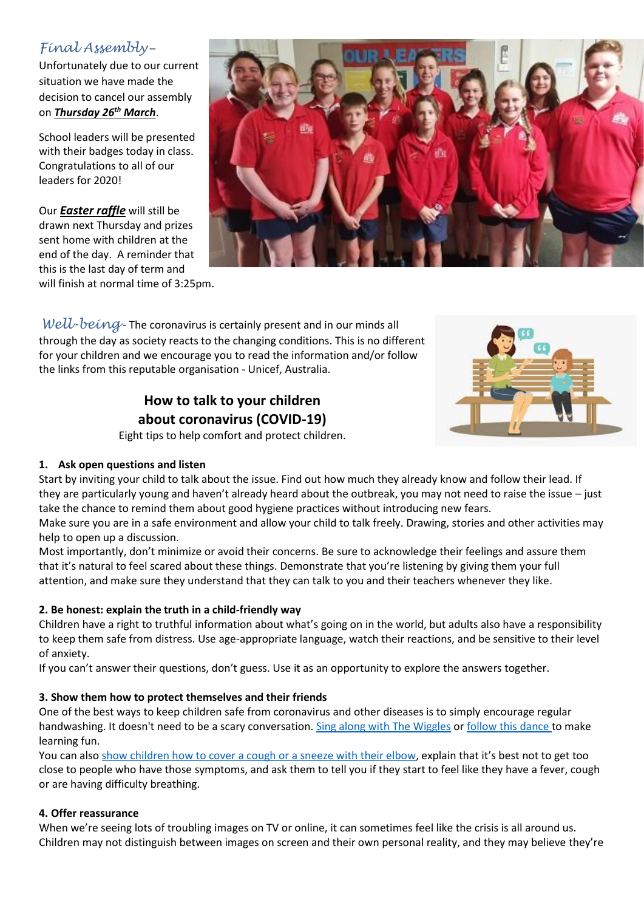*Final Assembly*–

Unfortunately due to our current situation we have made the decision to cancel our assembly on ***Thursday 26th March***.

School leaders will be presented with their badges today in class. Congratulations to all of our leaders for 2020!

Our ***Easter raffle*** will still be drawn next Thursday and prizes sent home with children at the end of the day. A reminder that this is the last day of term and will finish at normal time of 3:25pm.

*Well-being*- The coronavirus is certainly present and in our minds all through the day as society reacts to the changing conditions. This is no different for your children and we encourage you to read the information and/or follow the links from this reputable organisation - Unicef, Australia.

## How to talk to your children about coronavirus (COVID-19)

Eight tips to help comfort and protect children.

**1. Ask open questions and listen**

Start by inviting your child to talk about the issue. Find out how much they already know and follow their lead. If they are particularly young and haven't already heard about the outbreak, you may not need to raise the issue – just take the chance to remind them about good hygiene practices without introducing new fears.

Make sure you are in a safe environment and allow your child to talk freely. Drawing, stories and other activities may help to open up a discussion.

Most importantly, don't minimize or avoid their concerns. Be sure to acknowledge their feelings and assure them that it's natural to feel scared about these things. Demonstrate that you're listening by giving them your full attention, and make sure they understand that they can talk to you and their teachers whenever they like.

**2. Be honest: explain the truth in a child-friendly way**

Children have a right to truthful information about what's going on in the world, but adults also have a responsibility to keep them safe from distress. Use age-appropriate language, watch their reactions, and be sensitive to their level of anxiety.

If you can't answer their questions, don't guess. Use it as an opportunity to explore the answers together.

**3. Show them how to protect themselves and their friends**

One of the best ways to keep children safe from coronavirus and other diseases is to simply encourage regular handwashing. It doesn't need to be a scary conversation. Sing along with The Wiggles or follow this dance to make learning fun.

You can also show children how to cover a cough or a sneeze with their elbow, explain that it's best not to get too close to people who have those symptoms, and ask them to tell you if they start to feel like they have a fever, cough or are having difficulty breathing.

**4. Offer reassurance**

When we're seeing lots of troubling images on TV or online, it can sometimes feel like the crisis is all around us. Children may not distinguish between images on screen and their own personal reality, and they may believe they're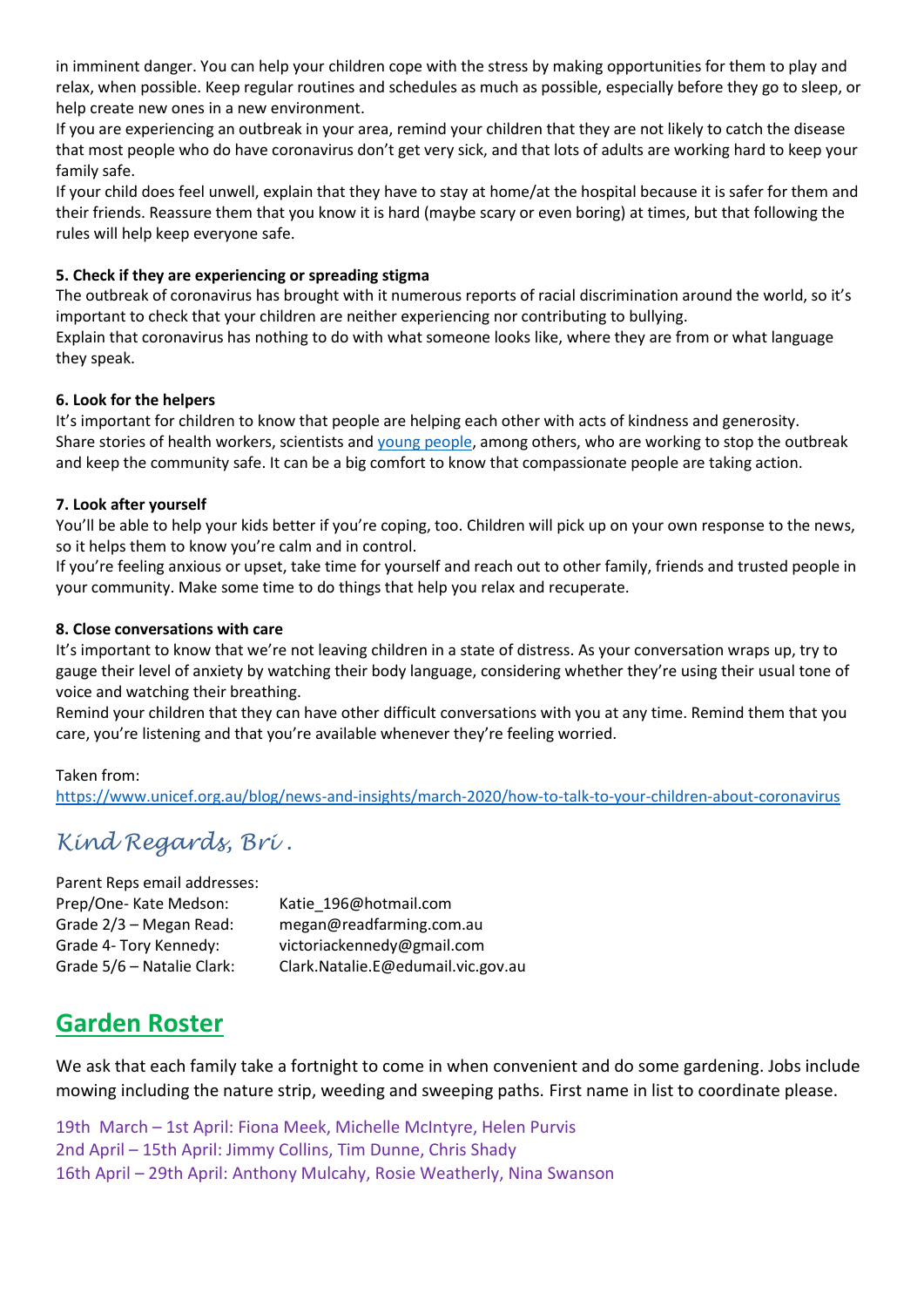in imminent danger. You can help your children cope with the stress by making opportunities for them to play and relax, when possible. Keep regular routines and schedules as much as possible, especially before they go to sleep, or help create new ones in a new environment.

If you are experiencing an outbreak in your area, remind your children that they are not likely to catch the disease that most people who do have coronavirus don't get very sick, and that lots of adults are working hard to keep your family safe.

If your child does feel unwell, explain that they have to stay at home/at the hospital because it is safer for them and their friends. Reassure them that you know it is hard (maybe scary or even boring) at times, but that following the rules will help keep everyone safe.

**5. Check if they are experiencing or spreading stigma**

The outbreak of coronavirus has brought with it numerous reports of racial discrimination around the world, so it's important to check that your children are neither experiencing nor contributing to bullying.

Explain that coronavirus has nothing to do with what someone looks like, where they are from or what language they speak.

**6. Look for the helpers**

It's important for children to know that people are helping each other with acts of kindness and generosity.

Share stories of health workers, scientists and young people, among others, who are working to stop the outbreak and keep the community safe. It can be a big comfort to know that compassionate people are taking action.

**7. Look after yourself**

You'll be able to help your kids better if you're coping, too. Children will pick up on your own response to the news, so it helps them to know you're calm and in control.

If you're feeling anxious or upset, take time for yourself and reach out to other family, friends and trusted people in your community. Make some time to do things that help you relax and recuperate.

**8. Close conversations with care**

It's important to know that we're not leaving children in a state of distress. As your conversation wraps up, try to gauge their level of anxiety by watching their body language, considering whether they're using their usual tone of voice and watching their breathing.

Remind your children that they can have other difficult conversations with you at any time. Remind them that you care, you're listening and that you're available whenever they're feeling worried.

Taken from:
https://www.unicef.org.au/blog/news-and-insights/march-2020/how-to-talk-to-your-children-about-coronavirus

*Kind Regards, Bri .*

Parent Reps email addresses:

| | |
|---|---|
| Prep/One- Kate Medson: | Katie_196@hotmail.com |
| Grade 2/3 – Megan Read: | megan@readfarming.com.au |
| Grade 4- Tory Kennedy: | victoriackennedy@gmail.com |
| Grade 5/6 – Natalie Clark: | Clark.Natalie.E@edumail.vic.gov.au |

## Garden Roster

We ask that each family take a fortnight to come in when convenient and do some gardening. Jobs include mowing including the nature strip, weeding and sweeping paths. First name in list to coordinate please.

19th March – 1st April: Fiona Meek, Michelle McIntyre, Helen Purvis
2nd April – 15th April: Jimmy Collins, Tim Dunne, Chris Shady
16th April – 29th April: Anthony Mulcahy, Rosie Weatherly, Nina Swanson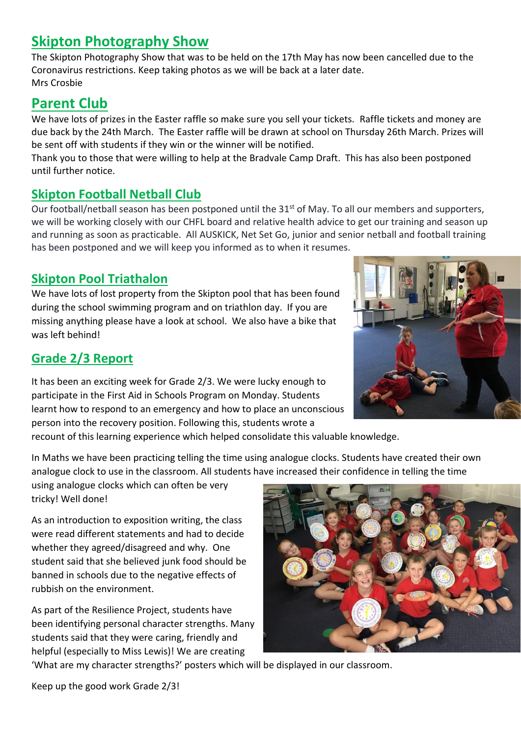## Skipton Photography Show

The Skipton Photography Show that was to be held on the 17th May has now been cancelled due to the Coronavirus restrictions. Keep taking photos as we will be back at a later date.
Mrs Crosbie

## Parent Club

We have lots of prizes in the Easter raffle so make sure you sell your tickets. Raffle tickets and money are due back by the 24th March. The Easter raffle will be drawn at school on Thursday 26th March. Prizes will be sent off with students if they win or the winner will be notified.
Thank you to those that were willing to help at the Bradvale Camp Draft. This has also been postponed until further notice.

## Skipton Football Netball Club

Our football/netball season has been postponed until the 31st of May. To all our members and supporters, we will be working closely with our CHFL board and relative health advice to get our training and season up and running as soon as practicable. All AUSKICK, Net Set Go, junior and senior netball and football training has been postponed and we will keep you informed as to when it resumes.

## Skipton Pool Triathalon

We have lots of lost property from the Skipton pool that has been found during the school swimming program and on triathlon day. If you are missing anything please have a look at school. We also have a bike that was left behind!

## Grade 2/3 Report

It has been an exciting week for Grade 2/3. We were lucky enough to participate in the First Aid in Schools Program on Monday. Students learnt how to respond to an emergency and how to place an unconscious person into the recovery position. Following this, students wrote a recount of this learning experience which helped consolidate this valuable knowledge.

In Maths we have been practicing telling the time using analogue clocks. Students have created their own analogue clock to use in the classroom. All students have increased their confidence in telling the time using analogue clocks which can often be very tricky! Well done!

As an introduction to exposition writing, the class were read different statements and had to decide whether they agreed/disagreed and why. One student said that she believed junk food should be banned in schools due to the negative effects of rubbish on the environment.

As part of the Resilience Project, students have been identifying personal character strengths. Many students said that they were caring, friendly and helpful (especially to Miss Lewis)! We are creating 'What are my character strengths?' posters which will be displayed in our classroom.

Keep up the good work Grade 2/3!